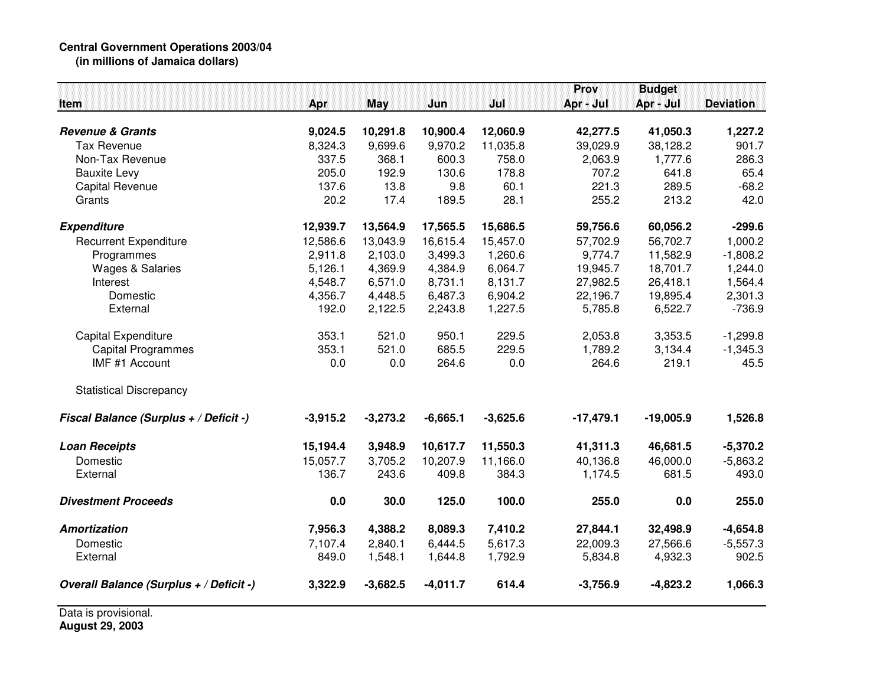**Central Government Operations 2003/04**
**(in millions of Jamaica dollars)**

| Item | Apr | May | Jun | Jul | Prov Apr - Jul | Budget Apr - Jul | Deviation |
|---|---|---|---|---|---|---|---|
| ***Revenue & Grants*** | **9,024.5** | **10,291.8** | **10,900.4** | **12,060.9** | **42,277.5** | **41,050.3** | **1,227.2** |
| Tax Revenue | 8,324.3 | 9,699.6 | 9,970.2 | 11,035.8 | 39,029.9 | 38,128.2 | 901.7 |
| Non-Tax Revenue | 337.5 | 368.1 | 600.3 | 758.0 | 2,063.9 | 1,777.6 | 286.3 |
| Bauxite Levy | 205.0 | 192.9 | 130.6 | 178.8 | 707.2 | 641.8 | 65.4 |
| Capital Revenue | 137.6 | 13.8 | 9.8 | 60.1 | 221.3 | 289.5 | -68.2 |
| Grants | 20.2 | 17.4 | 189.5 | 28.1 | 255.2 | 213.2 | 42.0 |
| ***Expenditure*** | **12,939.7** | **13,564.9** | **17,565.5** | **15,686.5** | **59,756.6** | **60,056.2** | **-299.6** |
| Recurrent Expenditure | 12,586.6 | 13,043.9 | 16,615.4 | 15,457.0 | 57,702.9 | 56,702.7 | 1,000.2 |
| Programmes | 2,911.8 | 2,103.0 | 3,499.3 | 1,260.6 | 9,774.7 | 11,582.9 | -1,808.2 |
| Wages & Salaries | 5,126.1 | 4,369.9 | 4,384.9 | 6,064.7 | 19,945.7 | 18,701.7 | 1,244.0 |
| Interest | 4,548.7 | 6,571.0 | 8,731.1 | 8,131.7 | 27,982.5 | 26,418.1 | 1,564.4 |
| Domestic | 4,356.7 | 4,448.5 | 6,487.3 | 6,904.2 | 22,196.7 | 19,895.4 | 2,301.3 |
| External | 192.0 | 2,122.5 | 2,243.8 | 1,227.5 | 5,785.8 | 6,522.7 | -736.9 |
| Capital Expenditure | 353.1 | 521.0 | 950.1 | 229.5 | 2,053.8 | 3,353.5 | -1,299.8 |
| Capital Programmes | 353.1 | 521.0 | 685.5 | 229.5 | 1,789.2 | 3,134.4 | -1,345.3 |
| IMF #1 Account | 0.0 | 0.0 | 264.6 | 0.0 | 264.6 | 219.1 | 45.5 |
| Statistical Discrepancy | | | | | | | |
| ***Fiscal Balance (Surplus + / Deficit -)*** | **-3,915.2** | **-3,273.2** | **-6,665.1** | **-3,625.6** | **-17,479.1** | **-19,005.9** | **1,526.8** |
| ***Loan Receipts*** | **15,194.4** | **3,948.9** | **10,617.7** | **11,550.3** | **41,311.3** | **46,681.5** | **-5,370.2** |
| Domestic | 15,057.7 | 3,705.2 | 10,207.9 | 11,166.0 | 40,136.8 | 46,000.0 | -5,863.2 |
| External | 136.7 | 243.6 | 409.8 | 384.3 | 1,174.5 | 681.5 | 493.0 |
| ***Divestment Proceeds*** | **0.0** | **30.0** | **125.0** | **100.0** | **255.0** | **0.0** | **255.0** |
| ***Amortization*** | **7,956.3** | **4,388.2** | **8,089.3** | **7,410.2** | **27,844.1** | **32,498.9** | **-4,654.8** |
| Domestic | 7,107.4 | 2,840.1 | 6,444.5 | 5,617.3 | 22,009.3 | 27,566.6 | -5,557.3 |
| External | 849.0 | 1,548.1 | 1,644.8 | 1,792.9 | 5,834.8 | 4,932.3 | 902.5 |
| ***Overall Balance (Surplus + / Deficit -)*** | **3,322.9** | **-3,682.5** | **-4,011.7** | **614.4** | **-3,756.9** | **-4,823.2** | **1,066.3** |

Data is provisional.
**August 29, 2003**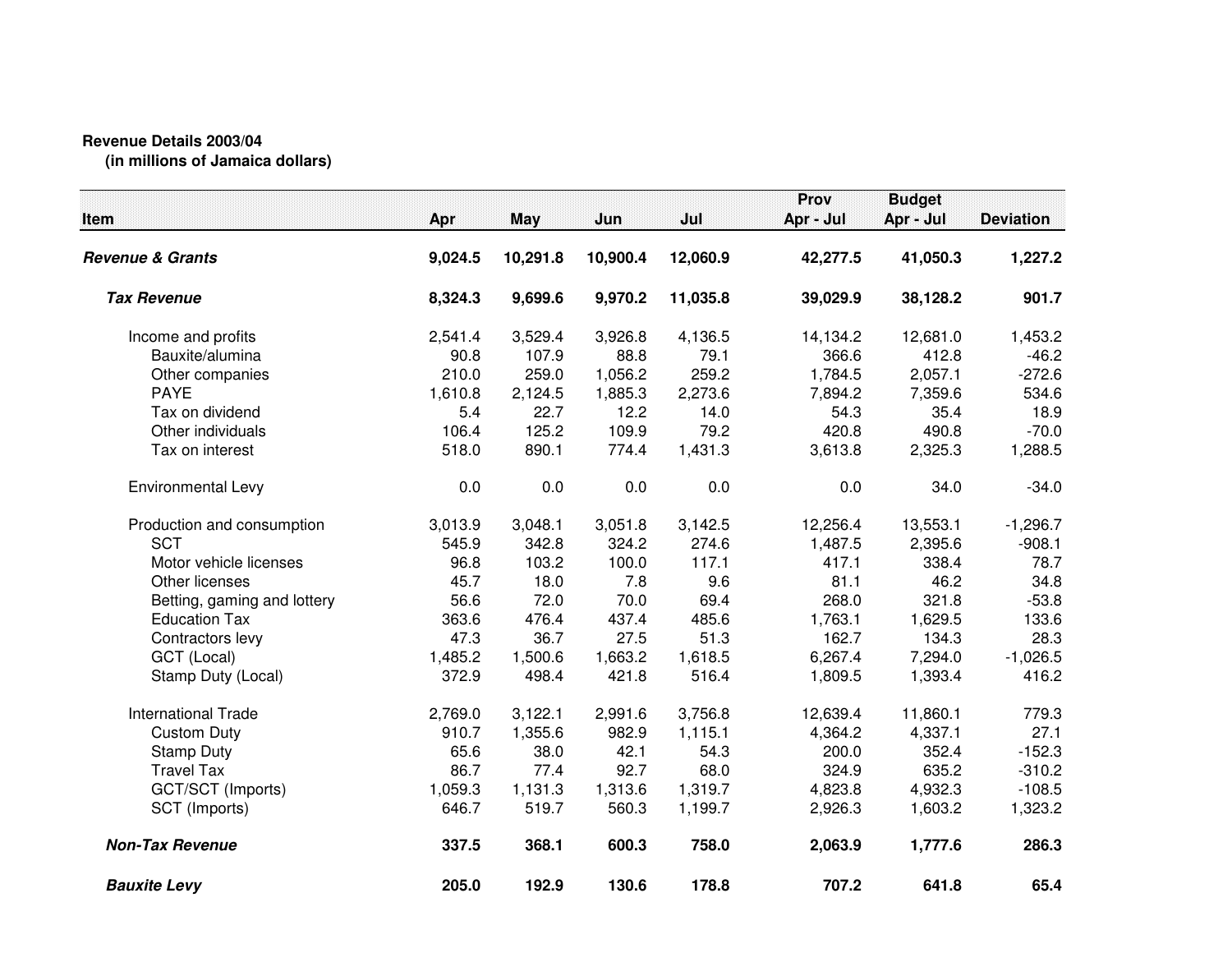**Revenue Details 2003/04**
**(in millions of Jamaica dollars)**

| Item | Apr | May | Jun | Jul | Prov Apr - Jul | Budget Apr - Jul | Deviation |
|---|---|---|---|---|---|---|---|
| ***Revenue & Grants*** | **9,024.5** | **10,291.8** | **10,900.4** | **12,060.9** | **42,277.5** | **41,050.3** | **1,227.2** |
| ***Tax Revenue*** | **8,324.3** | **9,699.6** | **9,970.2** | **11,035.8** | **39,029.9** | **38,128.2** | **901.7** |
| Income and profits | 2,541.4 | 3,529.4 | 3,926.8 | 4,136.5 | 14,134.2 | 12,681.0 | 1,453.2 |
| Bauxite/alumina | 90.8 | 107.9 | 88.8 | 79.1 | 366.6 | 412.8 | -46.2 |
| Other companies | 210.0 | 259.0 | 1,056.2 | 259.2 | 1,784.5 | 2,057.1 | -272.6 |
| PAYE | 1,610.8 | 2,124.5 | 1,885.3 | 2,273.6 | 7,894.2 | 7,359.6 | 534.6 |
| Tax on dividend | 5.4 | 22.7 | 12.2 | 14.0 | 54.3 | 35.4 | 18.9 |
| Other individuals | 106.4 | 125.2 | 109.9 | 79.2 | 420.8 | 490.8 | -70.0 |
| Tax on interest | 518.0 | 890.1 | 774.4 | 1,431.3 | 3,613.8 | 2,325.3 | 1,288.5 |
| Environmental Levy | 0.0 | 0.0 | 0.0 | 0.0 | 0.0 | 34.0 | -34.0 |
| Production and consumption | 3,013.9 | 3,048.1 | 3,051.8 | 3,142.5 | 12,256.4 | 13,553.1 | -1,296.7 |
| SCT | 545.9 | 342.8 | 324.2 | 274.6 | 1,487.5 | 2,395.6 | -908.1 |
| Motor vehicle licenses | 96.8 | 103.2 | 100.0 | 117.1 | 417.1 | 338.4 | 78.7 |
| Other licenses | 45.7 | 18.0 | 7.8 | 9.6 | 81.1 | 46.2 | 34.8 |
| Betting, gaming and lottery | 56.6 | 72.0 | 70.0 | 69.4 | 268.0 | 321.8 | -53.8 |
| Education Tax | 363.6 | 476.4 | 437.4 | 485.6 | 1,763.1 | 1,629.5 | 133.6 |
| Contractors levy | 47.3 | 36.7 | 27.5 | 51.3 | 162.7 | 134.3 | 28.3 |
| GCT (Local) | 1,485.2 | 1,500.6 | 1,663.2 | 1,618.5 | 6,267.4 | 7,294.0 | -1,026.5 |
| Stamp Duty (Local) | 372.9 | 498.4 | 421.8 | 516.4 | 1,809.5 | 1,393.4 | 416.2 |
| International Trade | 2,769.0 | 3,122.1 | 2,991.6 | 3,756.8 | 12,639.4 | 11,860.1 | 779.3 |
| Custom Duty | 910.7 | 1,355.6 | 982.9 | 1,115.1 | 4,364.2 | 4,337.1 | 27.1 |
| Stamp Duty | 65.6 | 38.0 | 42.1 | 54.3 | 200.0 | 352.4 | -152.3 |
| Travel Tax | 86.7 | 77.4 | 92.7 | 68.0 | 324.9 | 635.2 | -310.2 |
| GCT/SCT (Imports) | 1,059.3 | 1,131.3 | 1,313.6 | 1,319.7 | 4,823.8 | 4,932.3 | -108.5 |
| SCT (Imports) | 646.7 | 519.7 | 560.3 | 1,199.7 | 2,926.3 | 1,603.2 | 1,323.2 |
| ***Non-Tax Revenue*** | **337.5** | **368.1** | **600.3** | **758.0** | **2,063.9** | **1,777.6** | **286.3** |
| ***Bauxite Levy*** | **205.0** | **192.9** | **130.6** | **178.8** | **707.2** | **641.8** | **65.4** |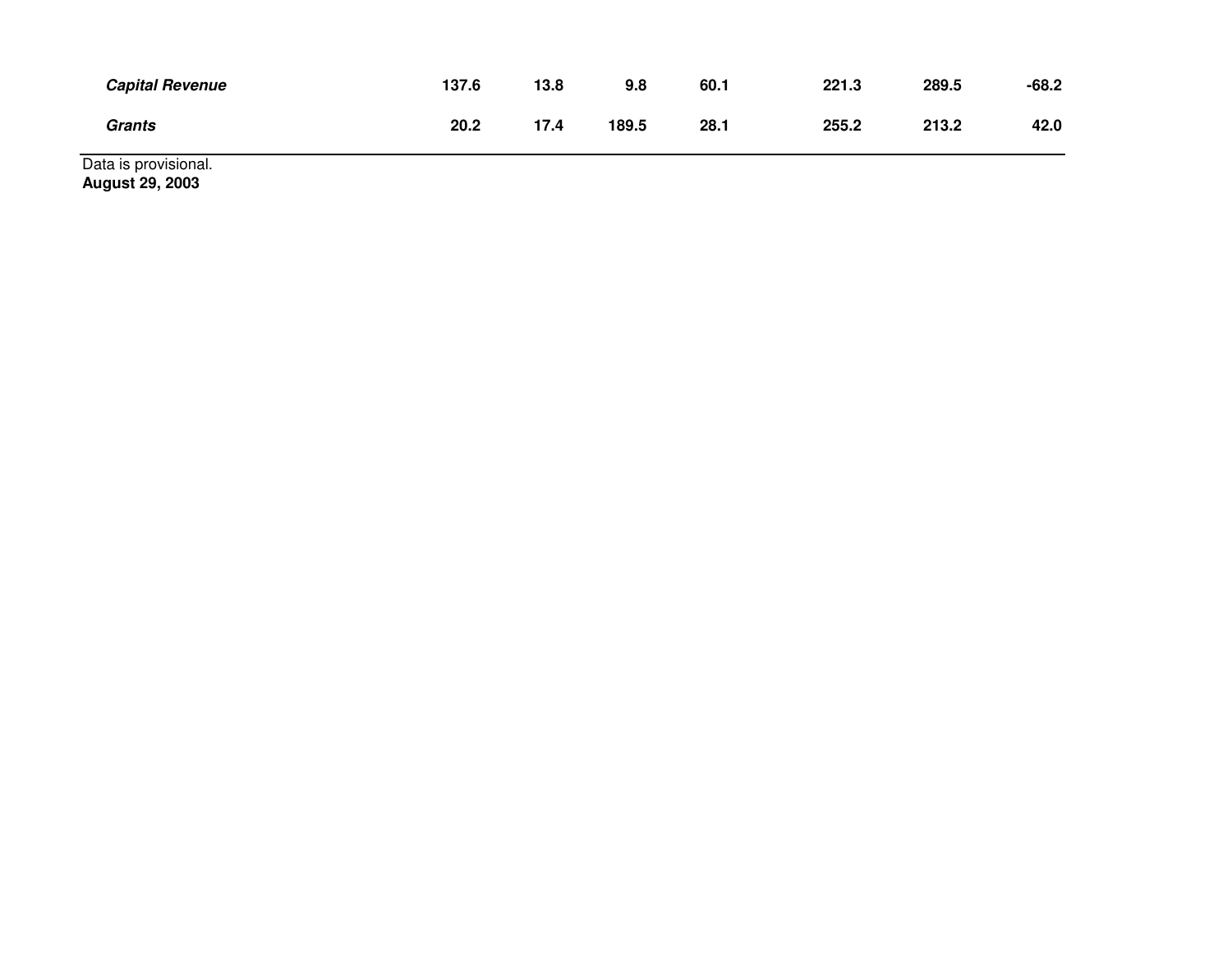| | | | | | | | |
|---|---|---|---|---|---|---|---|
| ***Capital Revenue*** | **137.6** | **13.8** | **9.8** | **60.1** | **221.3** | **289.5** | **-68.2** |
| ***Grants*** | **20.2** | **17.4** | **189.5** | **28.1** | **255.2** | **213.2** | **42.0** |

Data is provisional.

**August 29, 2003**